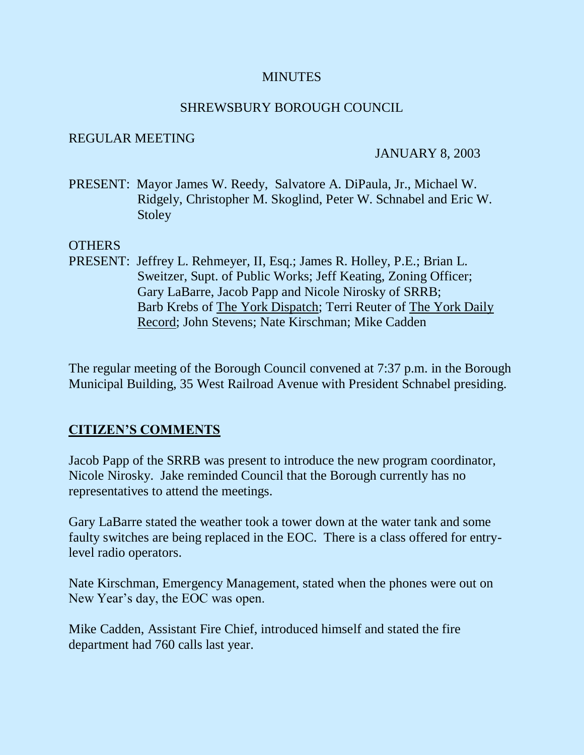MINUTES

SHREWSBURY BOROUGH COUNCIL

REGULAR MEETING

JANUARY 8, 2003

PRESENT: Mayor James W. Reedy, Salvatore A. DiPaula, Jr., Michael W. Ridgely, Christopher M. Skoglind, Peter W. Schnabel and Eric W. Stoley

OTHERS
PRESENT: Jeffrey L. Rehmeyer, II, Esq.; James R. Holley, P.E.; Brian L. Sweitzer, Supt. of Public Works; Jeff Keating, Zoning Officer; Gary LaBarre, Jacob Papp and Nicole Nirosky of SRRB; Barb Krebs of The York Dispatch; Terri Reuter of The York Daily Record; John Stevens; Nate Kirschman; Mike Cadden

The regular meeting of the Borough Council convened at 7:37 p.m. in the Borough Municipal Building, 35 West Railroad Avenue with President Schnabel presiding.

## CITIZEN'S COMMENTS

Jacob Papp of the SRRB was present to introduce the new program coordinator, Nicole Nirosky. Jake reminded Council that the Borough currently has no representatives to attend the meetings.

Gary LaBarre stated the weather took a tower down at the water tank and some faulty switches are being replaced in the EOC. There is a class offered for entry-level radio operators.

Nate Kirschman, Emergency Management, stated when the phones were out on New Year's day, the EOC was open.

Mike Cadden, Assistant Fire Chief, introduced himself and stated the fire department had 760 calls last year.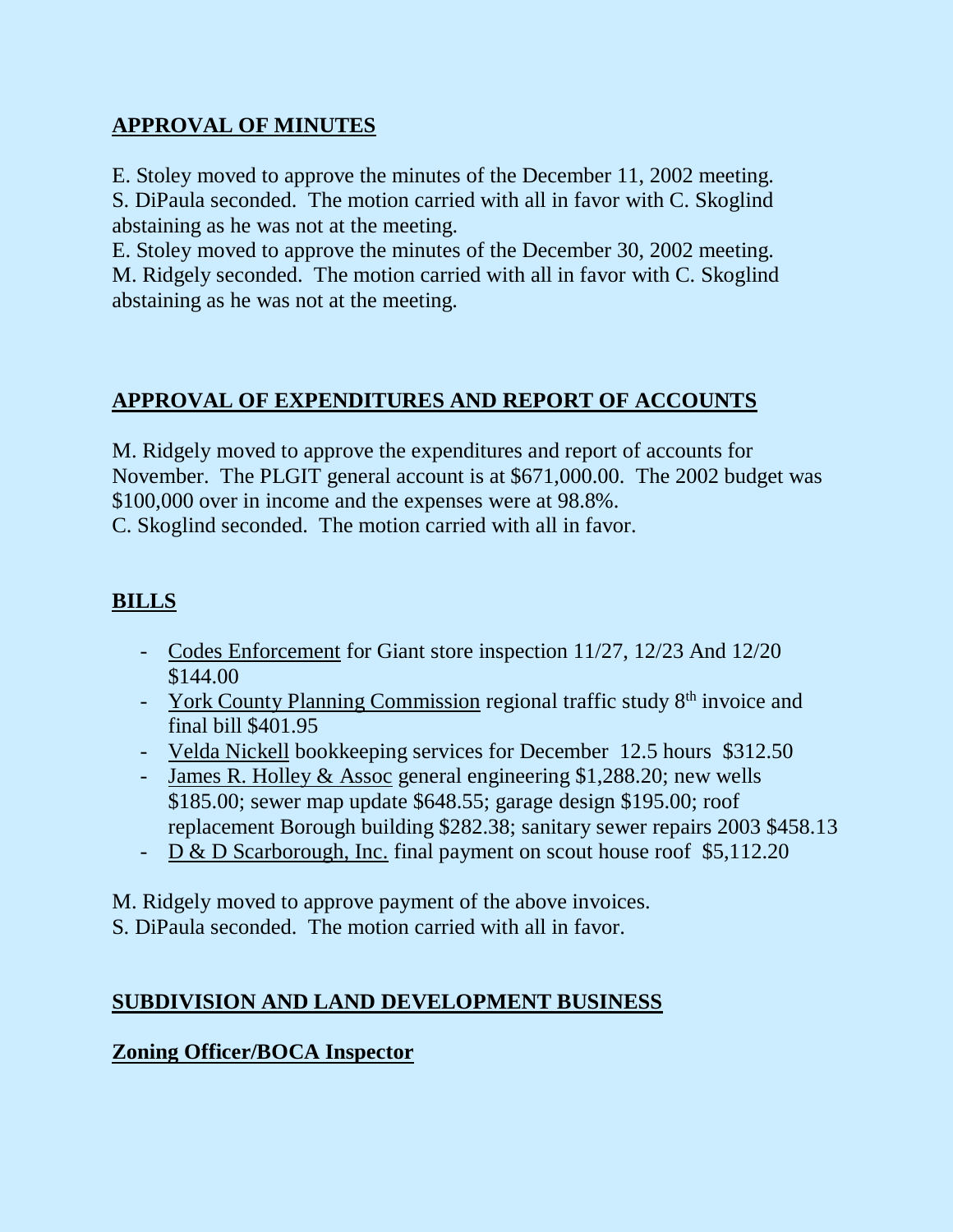## APPROVAL OF MINUTES

E. Stoley moved to approve the minutes of the December 11, 2002 meeting. S. DiPaula seconded. The motion carried with all in favor with C. Skoglind abstaining as he was not at the meeting.

E. Stoley moved to approve the minutes of the December 30, 2002 meeting. M. Ridgely seconded. The motion carried with all in favor with C. Skoglind abstaining as he was not at the meeting.

## APPROVAL OF EXPENDITURES AND REPORT OF ACCOUNTS

M. Ridgely moved to approve the expenditures and report of accounts for November. The PLGIT general account is at $671,000.00. The 2002 budget was $100,000 over in income and the expenses were at 98.8%.
C. Skoglind seconded. The motion carried with all in favor.

## BILLS

- Codes Enforcement for Giant store inspection 11/27, 12/23 And 12/20 $144.00
- York County Planning Commission regional traffic study 8th invoice and final bill $401.95
- Velda Nickell bookkeeping services for December 12.5 hours $312.50
- James R. Holley & Assoc general engineering $1,288.20; new wells $185.00; sewer map update $648.55; garage design $195.00; roof replacement Borough building $282.38; sanitary sewer repairs 2003 $458.13
- D & D Scarborough, Inc. final payment on scout house roof $5,112.20

M. Ridgely moved to approve payment of the above invoices.
S. DiPaula seconded. The motion carried with all in favor.

## SUBDIVISION AND LAND DEVELOPMENT BUSINESS

### Zoning Officer/BOCA Inspector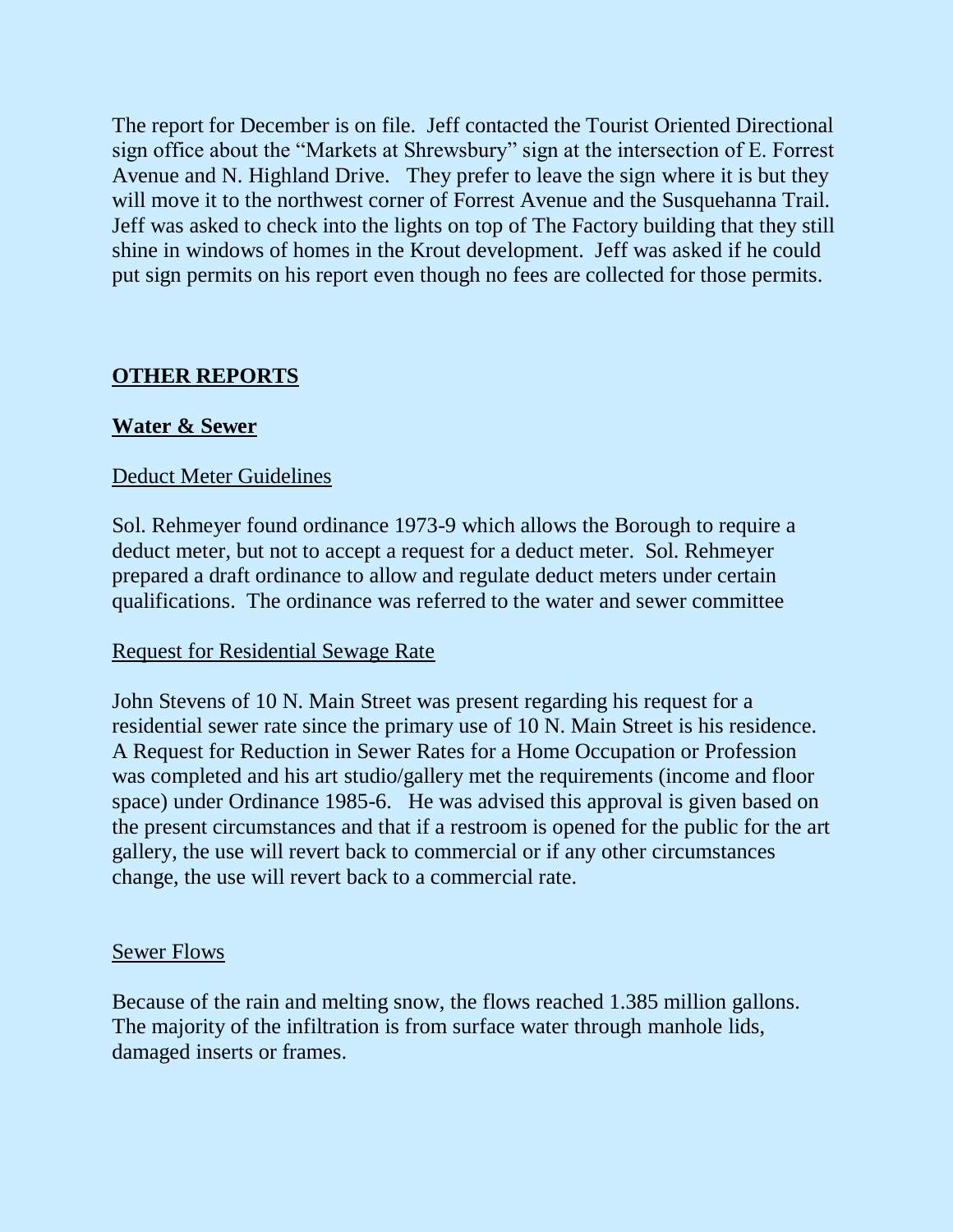The report for December is on file. Jeff contacted the Tourist Oriented Directional sign office about the "Markets at Shrewsbury" sign at the intersection of E. Forrest Avenue and N. Highland Drive. They prefer to leave the sign where it is but they will move it to the northwest corner of Forrest Avenue and the Susquehanna Trail. Jeff was asked to check into the lights on top of The Factory building that they still shine in windows of homes in the Krout development. Jeff was asked if he could put sign permits on his report even though no fees are collected for those permits.

## OTHER REPORTS

### Water & Sewer

Deduct Meter Guidelines

Sol. Rehmeyer found ordinance 1973-9 which allows the Borough to require a deduct meter, but not to accept a request for a deduct meter. Sol. Rehmeyer prepared a draft ordinance to allow and regulate deduct meters under certain qualifications. The ordinance was referred to the water and sewer committee

Request for Residential Sewage Rate

John Stevens of 10 N. Main Street was present regarding his request for a residential sewer rate since the primary use of 10 N. Main Street is his residence. A Request for Reduction in Sewer Rates for a Home Occupation or Profession was completed and his art studio/gallery met the requirements (income and floor space) under Ordinance 1985-6. He was advised this approval is given based on the present circumstances and that if a restroom is opened for the public for the art gallery, the use will revert back to commercial or if any other circumstances change, the use will revert back to a commercial rate.

Sewer Flows

Because of the rain and melting snow, the flows reached 1.385 million gallons. The majority of the infiltration is from surface water through manhole lids, damaged inserts or frames.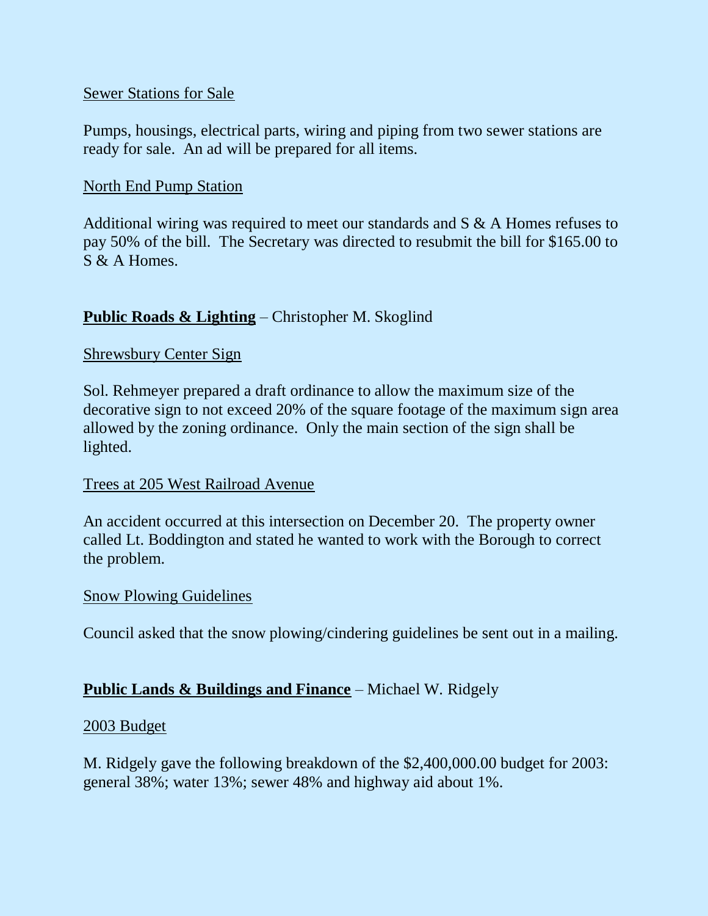Sewer Stations for Sale

Pumps, housings, electrical parts, wiring and piping from two sewer stations are ready for sale. An ad will be prepared for all items.

North End Pump Station

Additional wiring was required to meet our standards and S & A Homes refuses to pay 50% of the bill. The Secretary was directed to resubmit the bill for $165.00 to S & A Homes.

## **Public Roads & Lighting** – Christopher M. Skoglind

Shrewsbury Center Sign

Sol. Rehmeyer prepared a draft ordinance to allow the maximum size of the decorative sign to not exceed 20% of the square footage of the maximum sign area allowed by the zoning ordinance. Only the main section of the sign shall be lighted.

Trees at 205 West Railroad Avenue

An accident occurred at this intersection on December 20. The property owner called Lt. Boddington and stated he wanted to work with the Borough to correct the problem.

Snow Plowing Guidelines

Council asked that the snow plowing/cindering guidelines be sent out in a mailing.

## **Public Lands & Buildings and Finance** – Michael W. Ridgely

2003 Budget

M. Ridgely gave the following breakdown of the $2,400,000.00 budget for 2003: general 38%; water 13%; sewer 48% and highway aid about 1%.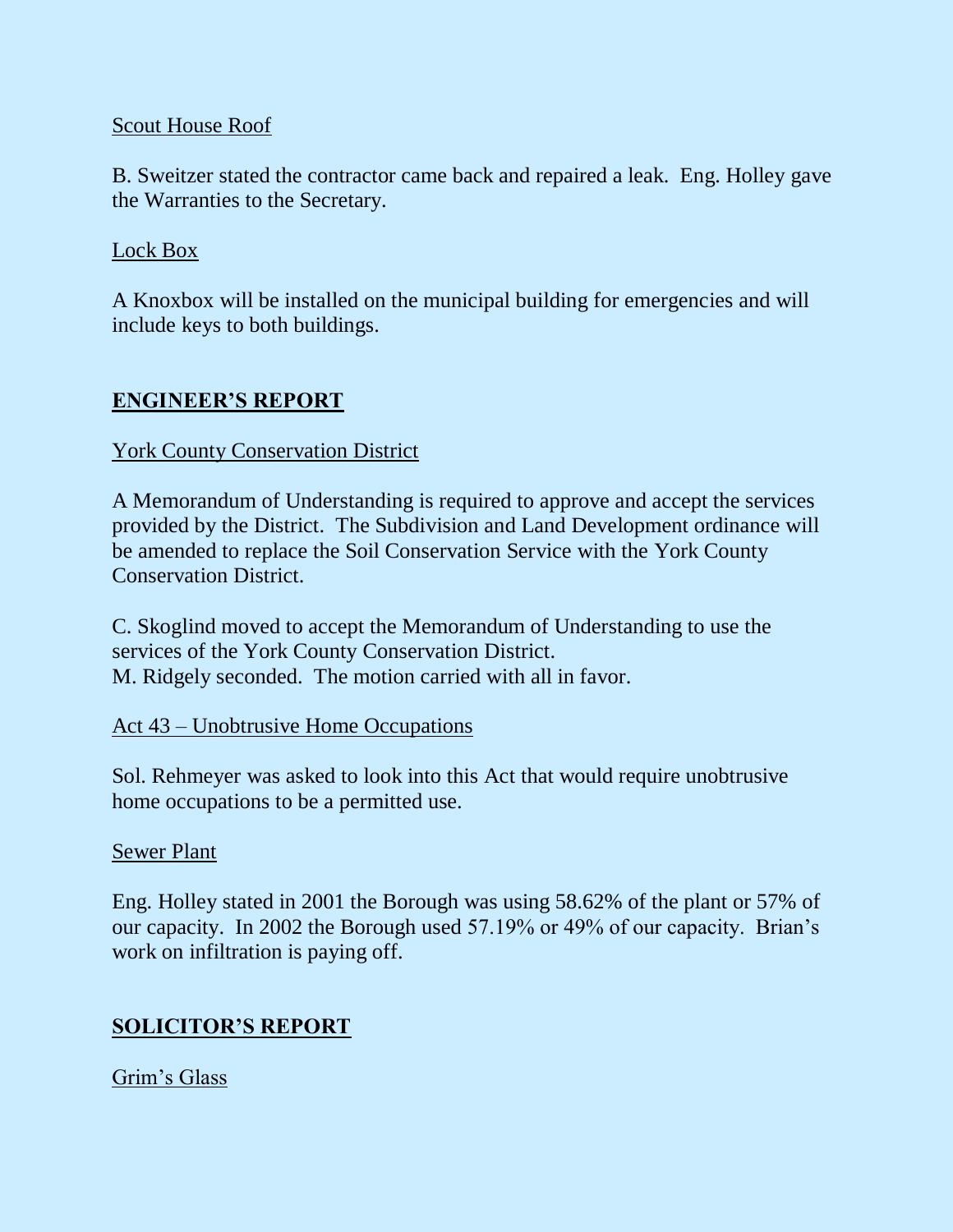Scout House Roof

B. Sweitzer stated the contractor came back and repaired a leak. Eng. Holley gave the Warranties to the Secretary.

Lock Box

A Knoxbox will be installed on the municipal building for emergencies and will include keys to both buildings.

## ENGINEER'S REPORT

York County Conservation District

A Memorandum of Understanding is required to approve and accept the services provided by the District. The Subdivision and Land Development ordinance will be amended to replace the Soil Conservation Service with the York County Conservation District.

C. Skoglind moved to accept the Memorandum of Understanding to use the services of the York County Conservation District.
M. Ridgely seconded. The motion carried with all in favor.

Act 43 – Unobtrusive Home Occupations

Sol. Rehmeyer was asked to look into this Act that would require unobtrusive home occupations to be a permitted use.

Sewer Plant

Eng. Holley stated in 2001 the Borough was using 58.62% of the plant or 57% of our capacity. In 2002 the Borough used 57.19% or 49% of our capacity. Brian's work on infiltration is paying off.

## SOLICITOR'S REPORT

Grim's Glass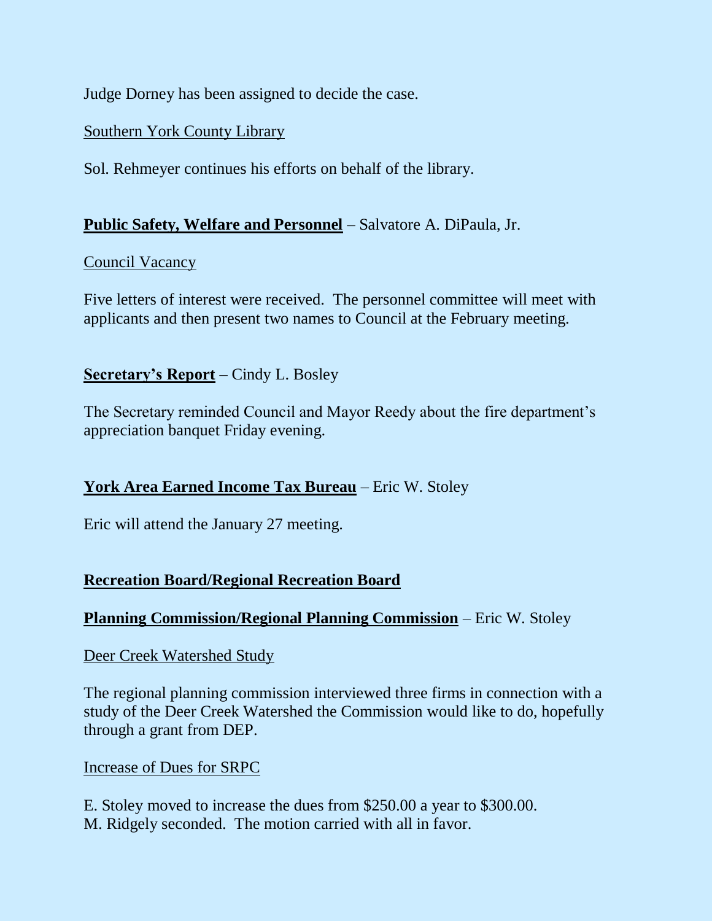Judge Dorney has been assigned to decide the case.

Southern York County Library

Sol. Rehmeyer continues his efforts on behalf of the library.

**Public Safety, Welfare and Personnel** – Salvatore A. DiPaula, Jr.

Council Vacancy

Five letters of interest were received. The personnel committee will meet with applicants and then present two names to Council at the February meeting.

**Secretary's Report** – Cindy L. Bosley

The Secretary reminded Council and Mayor Reedy about the fire department's appreciation banquet Friday evening.

**York Area Earned Income Tax Bureau** – Eric W. Stoley

Eric will attend the January 27 meeting.

**Recreation Board/Regional Recreation Board**

**Planning Commission/Regional Planning Commission** – Eric W. Stoley

Deer Creek Watershed Study

The regional planning commission interviewed three firms in connection with a study of the Deer Creek Watershed the Commission would like to do, hopefully through a grant from DEP.

Increase of Dues for SRPC

E. Stoley moved to increase the dues from $250.00 a year to $300.00.
M. Ridgely seconded. The motion carried with all in favor.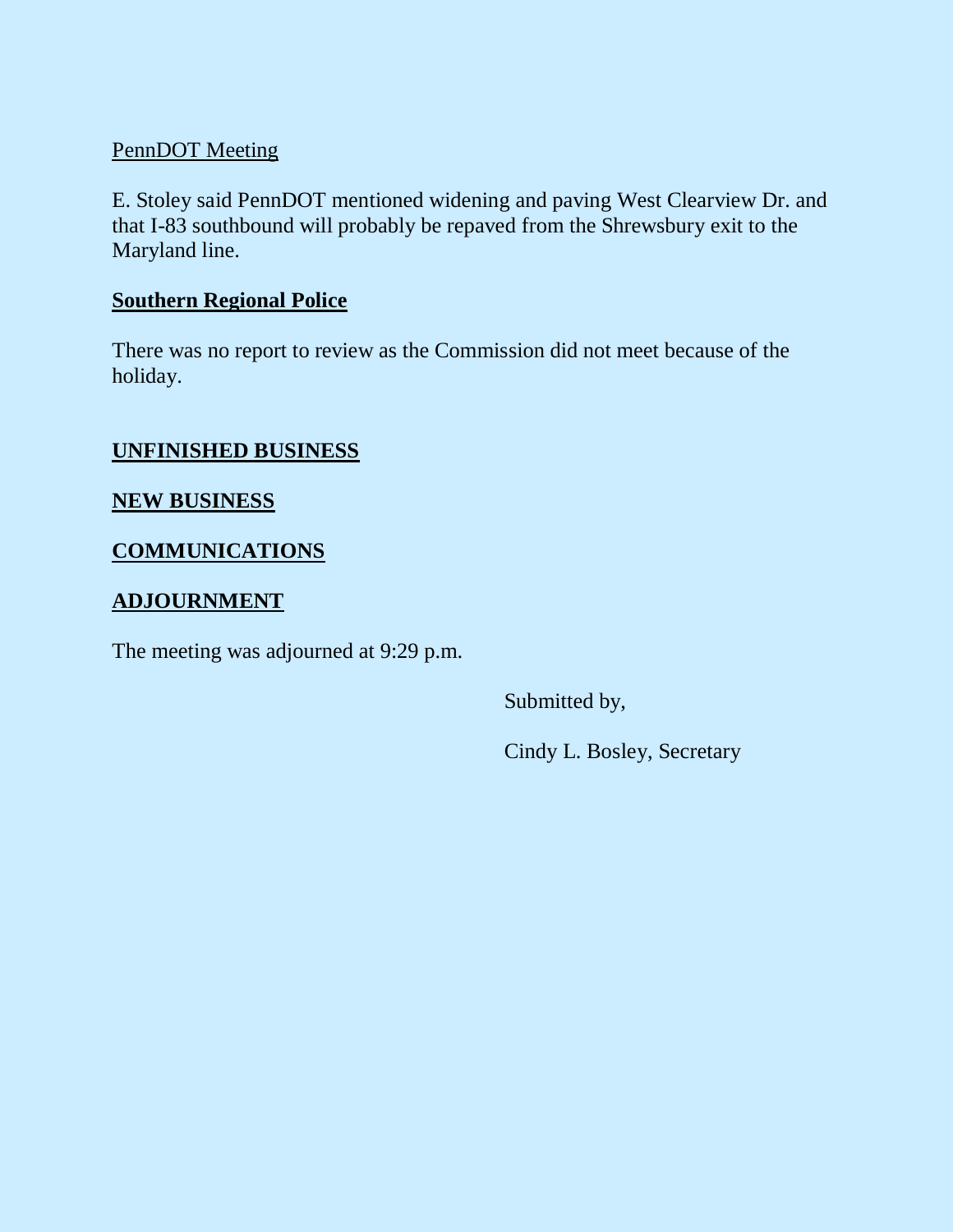PennDOT Meeting

E. Stoley said PennDOT mentioned widening and paving West Clearview Dr. and that I-83 southbound will probably be repaved from the Shrewsbury exit to the Maryland line.

**Southern Regional Police**

There was no report to review as the Commission did not meet because of the holiday.

## UNFINISHED BUSINESS

## NEW BUSINESS

## COMMUNICATIONS

## ADJOURNMENT

The meeting was adjourned at 9:29 p.m.

Submitted by,

Cindy L. Bosley, Secretary